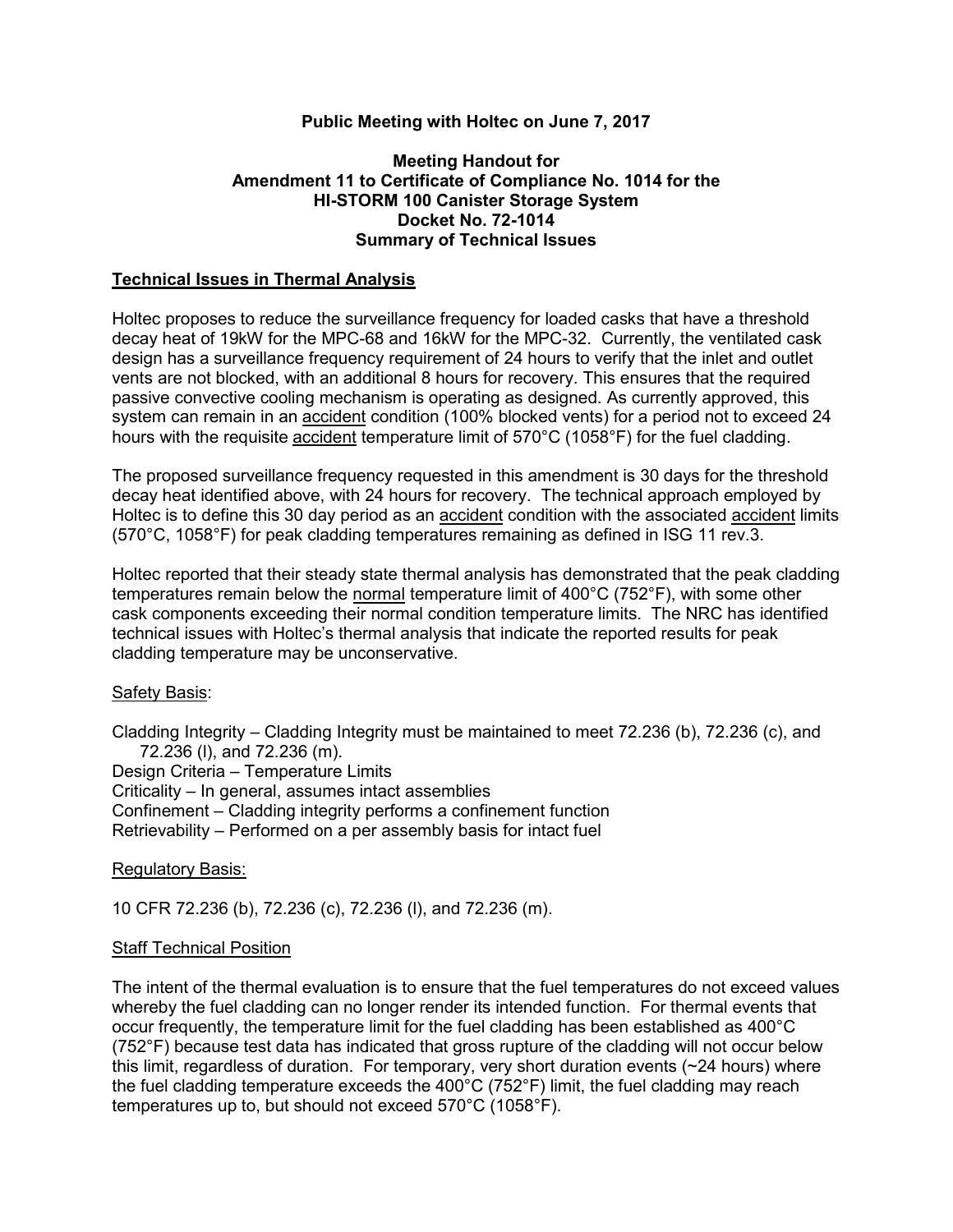**Public Meeting with Holtec on June 7, 2017**

**Meeting Handout for**
**Amendment 11 to Certificate of Compliance No. 1014 for the**
**HI-STORM 100 Canister Storage System**
**Docket No. 72-1014**
**Summary of Technical Issues**

**Technical Issues in Thermal Analysis**

Holtec proposes to reduce the surveillance frequency for loaded casks that have a threshold decay heat of 19kW for the MPC-68 and 16kW for the MPC-32. Currently, the ventilated cask design has a surveillance frequency requirement of 24 hours to verify that the inlet and outlet vents are not blocked, with an additional 8 hours for recovery. This ensures that the required passive convective cooling mechanism is operating as designed. As currently approved, this system can remain in an accident condition (100% blocked vents) for a period not to exceed 24 hours with the requisite accident temperature limit of 570°C (1058°F) for the fuel cladding.

The proposed surveillance frequency requested in this amendment is 30 days for the threshold decay heat identified above, with 24 hours for recovery. The technical approach employed by Holtec is to define this 30 day period as an accident condition with the associated accident limits (570°C, 1058°F) for peak cladding temperatures remaining as defined in ISG 11 rev.3.

Holtec reported that their steady state thermal analysis has demonstrated that the peak cladding temperatures remain below the normal temperature limit of 400°C (752°F), with some other cask components exceeding their normal condition temperature limits. The NRC has identified technical issues with Holtec's thermal analysis that indicate the reported results for peak cladding temperature may be unconservative.

Safety Basis:

Cladding Integrity – Cladding Integrity must be maintained to meet 72.236 (b), 72.236 (c), and 72.236 (l), and 72.236 (m).
Design Criteria – Temperature Limits
Criticality – In general, assumes intact assemblies
Confinement – Cladding integrity performs a confinement function
Retrievability – Performed on a per assembly basis for intact fuel

Regulatory Basis:

10 CFR 72.236 (b), 72.236 (c), 72.236 (l), and 72.236 (m).

Staff Technical Position

The intent of the thermal evaluation is to ensure that the fuel temperatures do not exceed values whereby the fuel cladding can no longer render its intended function. For thermal events that occur frequently, the temperature limit for the fuel cladding has been established as 400°C (752°F) because test data has indicated that gross rupture of the cladding will not occur below this limit, regardless of duration. For temporary, very short duration events (~24 hours) where the fuel cladding temperature exceeds the 400°C (752°F) limit, the fuel cladding may reach temperatures up to, but should not exceed 570°C (1058°F).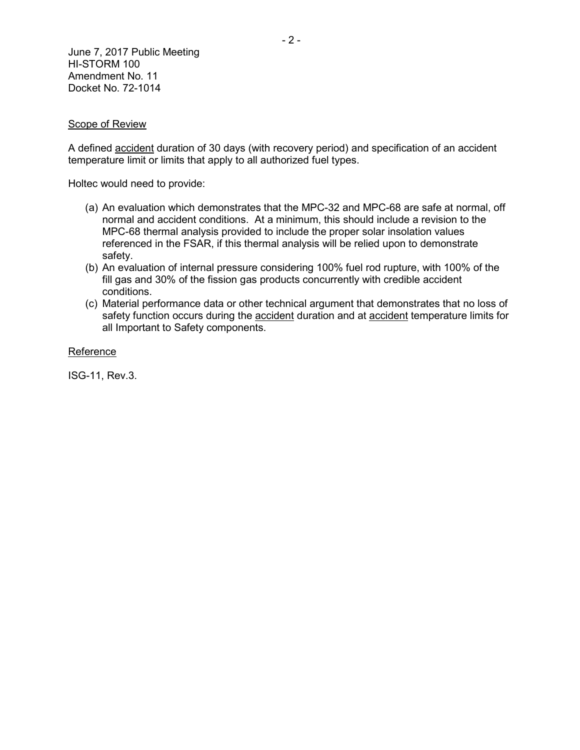June 7, 2017 Public Meeting
HI-STORM 100
Amendment No. 11
Docket No. 72-1014

Scope of Review

A defined accident duration of 30 days (with recovery period) and specification of an accident temperature limit or limits that apply to all authorized fuel types.

Holtec would need to provide:

(a) An evaluation which demonstrates that the MPC-32 and MPC-68 are safe at normal, off normal and accident conditions. At a minimum, this should include a revision to the MPC-68 thermal analysis provided to include the proper solar insolation values referenced in the FSAR, if this thermal analysis will be relied upon to demonstrate safety.

(b) An evaluation of internal pressure considering 100% fuel rod rupture, with 100% of the fill gas and 30% of the fission gas products concurrently with credible accident conditions.

(c) Material performance data or other technical argument that demonstrates that no loss of safety function occurs during the accident duration and at accident temperature limits for all Important to Safety components.

Reference

ISG-11, Rev.3.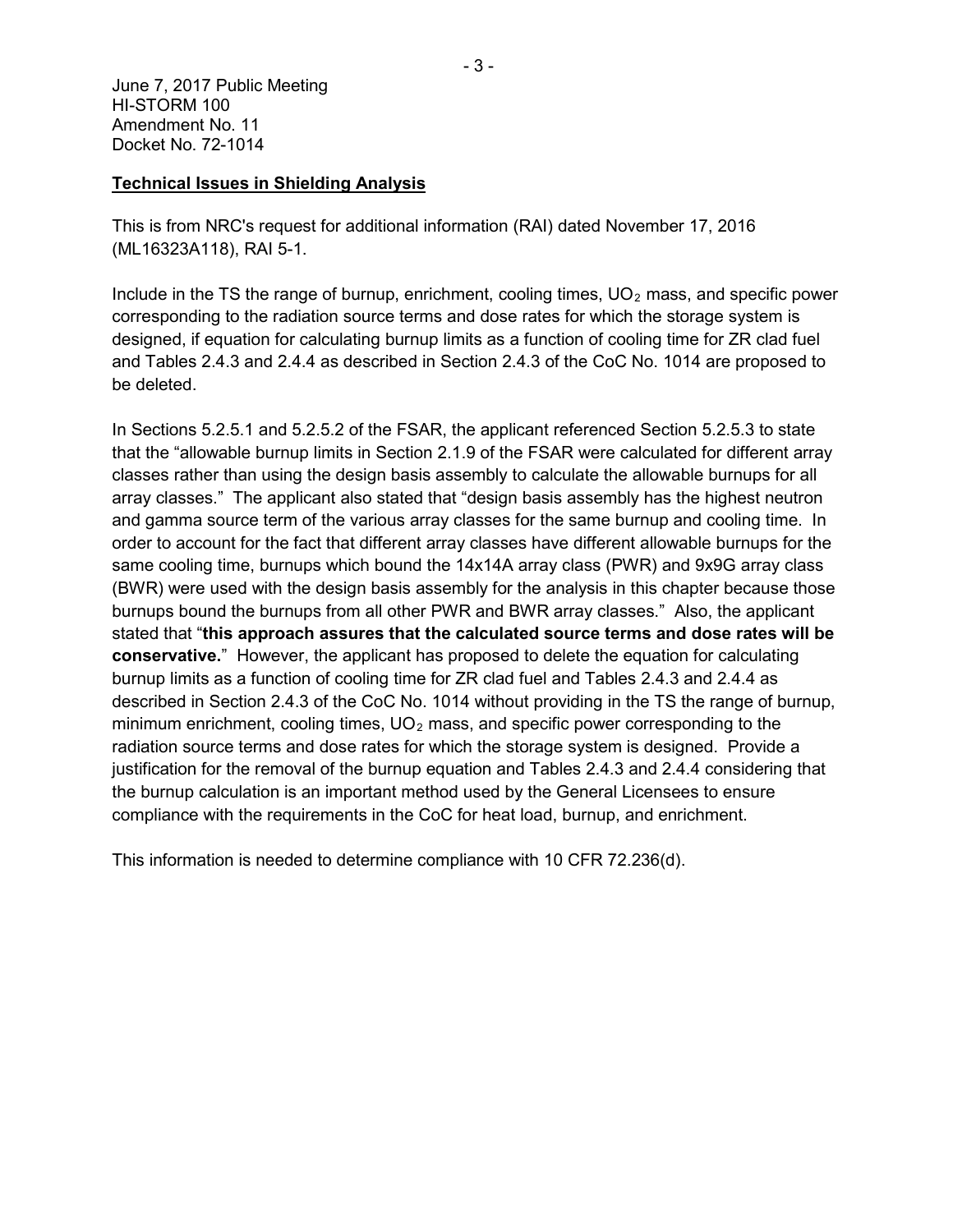June 7, 2017 Public Meeting
HI-STORM 100
Amendment No. 11
Docket No. 72-1014

**Technical Issues in Shielding Analysis**

This is from NRC's request for additional information (RAI) dated November 17, 2016 (ML16323A118), RAI 5-1.

Include in the TS the range of burnup, enrichment, cooling times, $UO_2$ mass, and specific power corresponding to the radiation source terms and dose rates for which the storage system is designed, if equation for calculating burnup limits as a function of cooling time for ZR clad fuel and Tables 2.4.3 and 2.4.4 as described in Section 2.4.3 of the CoC No. 1014 are proposed to be deleted.

In Sections 5.2.5.1 and 5.2.5.2 of the FSAR, the applicant referenced Section 5.2.5.3 to state that the "allowable burnup limits in Section 2.1.9 of the FSAR were calculated for different array classes rather than using the design basis assembly to calculate the allowable burnups for all array classes." The applicant also stated that "design basis assembly has the highest neutron and gamma source term of the various array classes for the same burnup and cooling time. In order to account for the fact that different array classes have different allowable burnups for the same cooling time, burnups which bound the 14x14A array class (PWR) and 9x9G array class (BWR) were used with the design basis assembly for the analysis in this chapter because those burnups bound the burnups from all other PWR and BWR array classes." Also, the applicant stated that "**this approach assures that the calculated source terms and dose rates will be conservative.**" However, the applicant has proposed to delete the equation for calculating burnup limits as a function of cooling time for ZR clad fuel and Tables 2.4.3 and 2.4.4 as described in Section 2.4.3 of the CoC No. 1014 without providing in the TS the range of burnup, minimum enrichment, cooling times, $UO_2$ mass, and specific power corresponding to the radiation source terms and dose rates for which the storage system is designed. Provide a justification for the removal of the burnup equation and Tables 2.4.3 and 2.4.4 considering that the burnup calculation is an important method used by the General Licensees to ensure compliance with the requirements in the CoC for heat load, burnup, and enrichment.

This information is needed to determine compliance with 10 CFR 72.236(d).